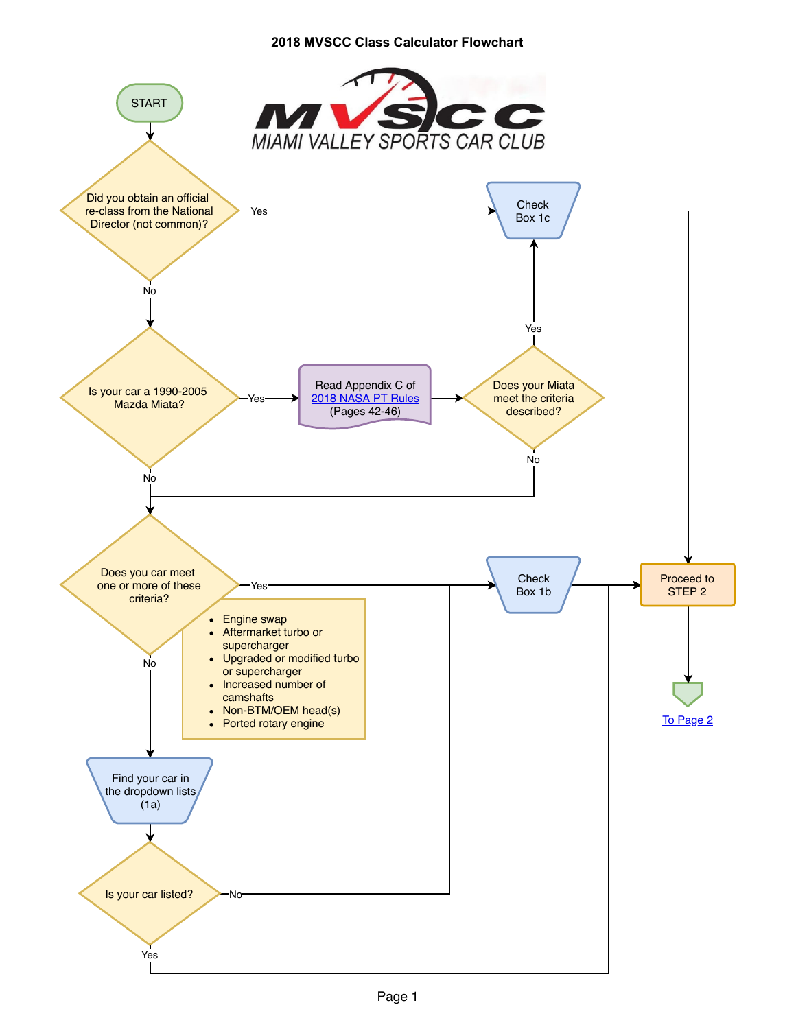# 2018 MVSCC Class Calculator Flowchart

MIAMI VALLEY SPORTS CAR CLUB

START

Did you obtain an official re-class from the National Director (not common)?

- Yes → Check Box 1c → Proceed to STEP 2
- No → Is your car a 1990-2005 Mazda Miata?

Is your car a 1990-2005 Mazda Miata?

- Yes → Read Appendix C of [2018 NASA PT Rules](2018 NASA PT Rules) (Pages 42-46) → Does your Miata meet the criteria described?
  - Yes → Check Box 1c
  - No → Does you car meet one or more of these criteria?
- No → Does you car meet one or more of these criteria?

Does you car meet one or more of these criteria?

- Engine swap
- Aftermarket turbo or supercharger
- Upgraded or modified turbo or supercharger
- Increased number of camshafts
- Non-BTM/OEM head(s)
- Ported rotary engine

Outcomes:

- Yes → Check Box 1b → Proceed to STEP 2
- No → Find your car in the dropdown lists (1a) → Is your car listed?

Is your car listed?

- No → Check Box 1b
- Yes → Proceed to STEP 2

Proceed to STEP 2 → [To Page 2](To Page 2)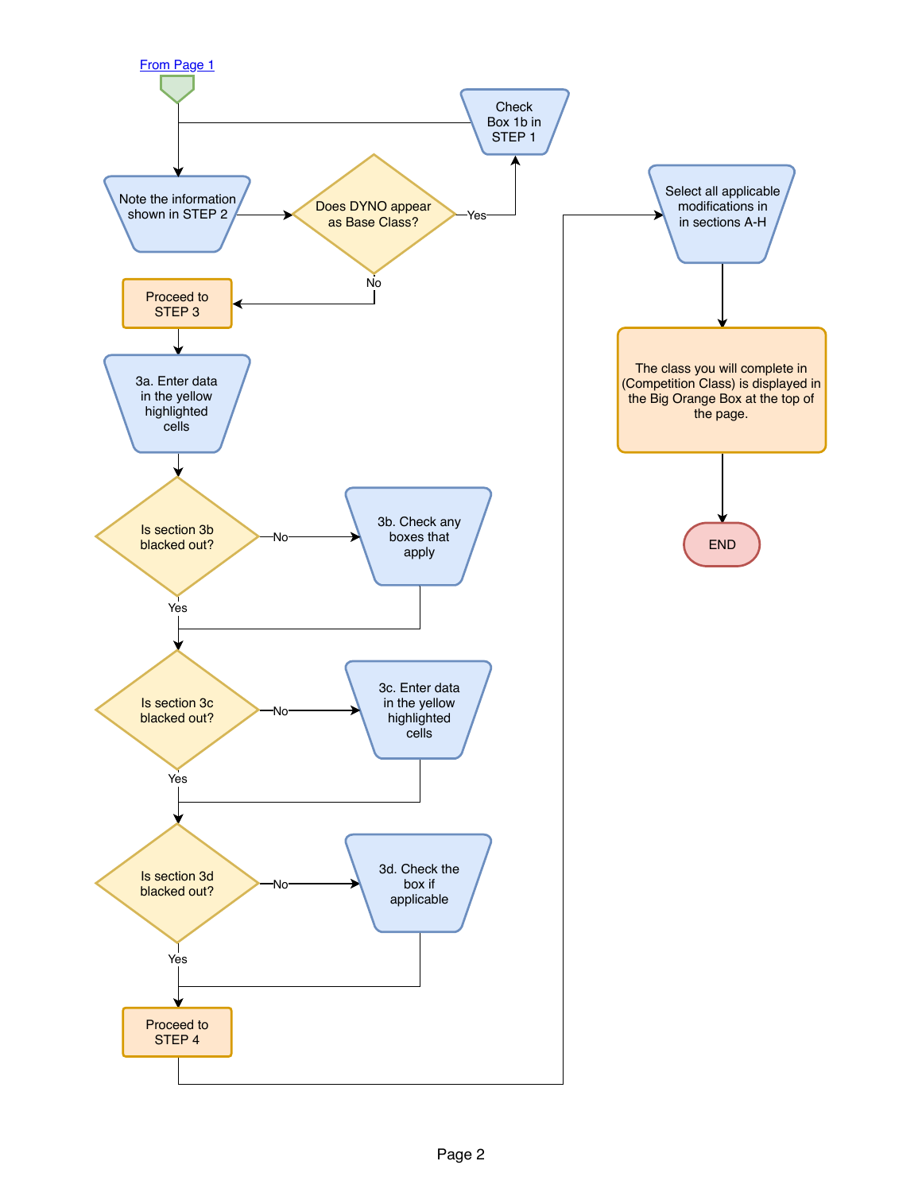From Page 1

Note the information shown in STEP 2

Does DYNO appear as Base Class?

Yes

Check Box 1b in STEP 1

No

Proceed to STEP 3

3a. Enter data in the yellow highlighted cells

Is section 3b blacked out?

No

3b. Check any boxes that apply

Yes

Is section 3c blacked out?

No

3c. Enter data in the yellow highlighted cells

Yes

Is section 3d blacked out?

No

3d. Check the box if applicable

Yes

Proceed to STEP 4

Select all applicable modifications in in sections A-H

The class you will complete in (Competition Class) is displayed in the Big Orange Box at the top of the page.

END